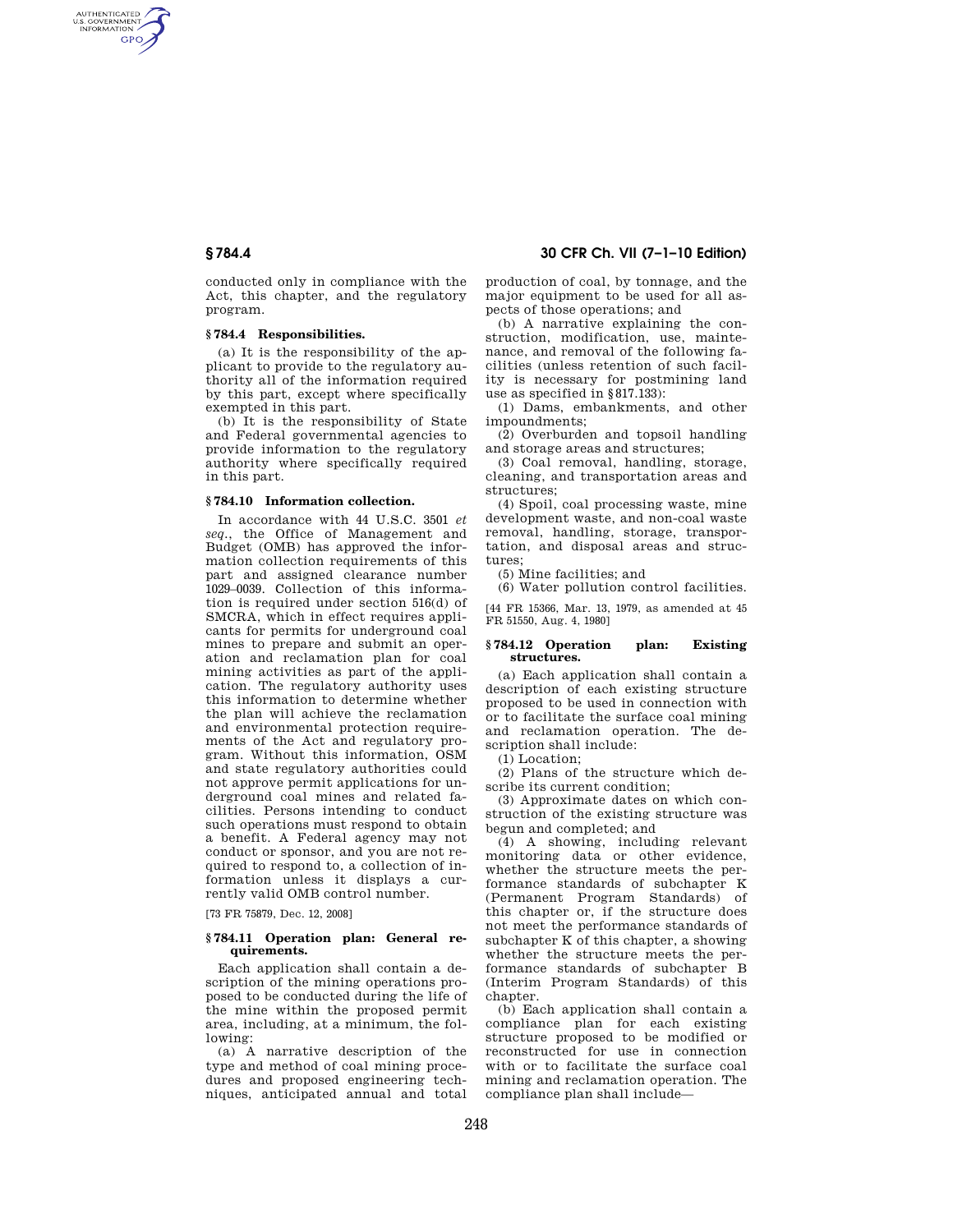conducted only in compliance with the Act, this chapter, and the regulatory program.

### § 784.4 Responsibilities.

(a) It is the responsibility of the applicant to provide to the regulatory authority all of the information required by this part, except where specifically exempted in this part.

(b) It is the responsibility of State and Federal governmental agencies to provide information to the regulatory authority where specifically required in this part.

### § 784.10 Information collection.

In accordance with 44 U.S.C. 3501 *et seq.*, the Office of Management and Budget (OMB) has approved the information collection requirements of this part and assigned clearance number 1029–0039. Collection of this information is required under section 516(d) of SMCRA, which in effect requires applicants for permits for underground coal mines to prepare and submit an operation and reclamation plan for coal mining activities as part of the application. The regulatory authority uses this information to determine whether the plan will achieve the reclamation and environmental protection requirements of the Act and regulatory program. Without this information, OSM and state regulatory authorities could not approve permit applications for underground coal mines and related facilities. Persons intending to conduct such operations must respond to obtain a benefit. A Federal agency may not conduct or sponsor, and you are not required to respond to, a collection of information unless it displays a currently valid OMB control number.

[73 FR 75879, Dec. 12, 2008]

### § 784.11 Operation plan: General requirements.

Each application shall contain a description of the mining operations proposed to be conducted during the life of the mine within the proposed permit area, including, at a minimum, the following:

(a) A narrative description of the type and method of coal mining procedures and proposed engineering techniques, anticipated annual and total production of coal, by tonnage, and the major equipment to be used for all aspects of those operations; and

(b) A narrative explaining the construction, modification, use, maintenance, and removal of the following facilities (unless retention of such facility is necessary for postmining land use as specified in § 817.133):

(1) Dams, embankments, and other impoundments;

(2) Overburden and topsoil handling and storage areas and structures;

(3) Coal removal, handling, storage, cleaning, and transportation areas and structures;

(4) Spoil, coal processing waste, mine development waste, and non-coal waste removal, handling, storage, transportation, and disposal areas and structures;

(5) Mine facilities; and

(6) Water pollution control facilities.

[44 FR 15366, Mar. 13, 1979, as amended at 45 FR 51550, Aug. 4, 1980]

### § 784.12 Operation plan: Existing structures.

(a) Each application shall contain a description of each existing structure proposed to be used in connection with or to facilitate the surface coal mining and reclamation operation. The description shall include:

(1) Location;

(2) Plans of the structure which describe its current condition;

(3) Approximate dates on which construction of the existing structure was begun and completed; and

(4) A showing, including relevant monitoring data or other evidence, whether the structure meets the performance standards of subchapter K (Permanent Program Standards) of this chapter or, if the structure does not meet the performance standards of subchapter K of this chapter, a showing whether the structure meets the performance standards of subchapter B (Interim Program Standards) of this chapter.

(b) Each application shall contain a compliance plan for each existing structure proposed to be modified or reconstructed for use in connection with or to facilitate the surface coal mining and reclamation operation. The compliance plan shall include—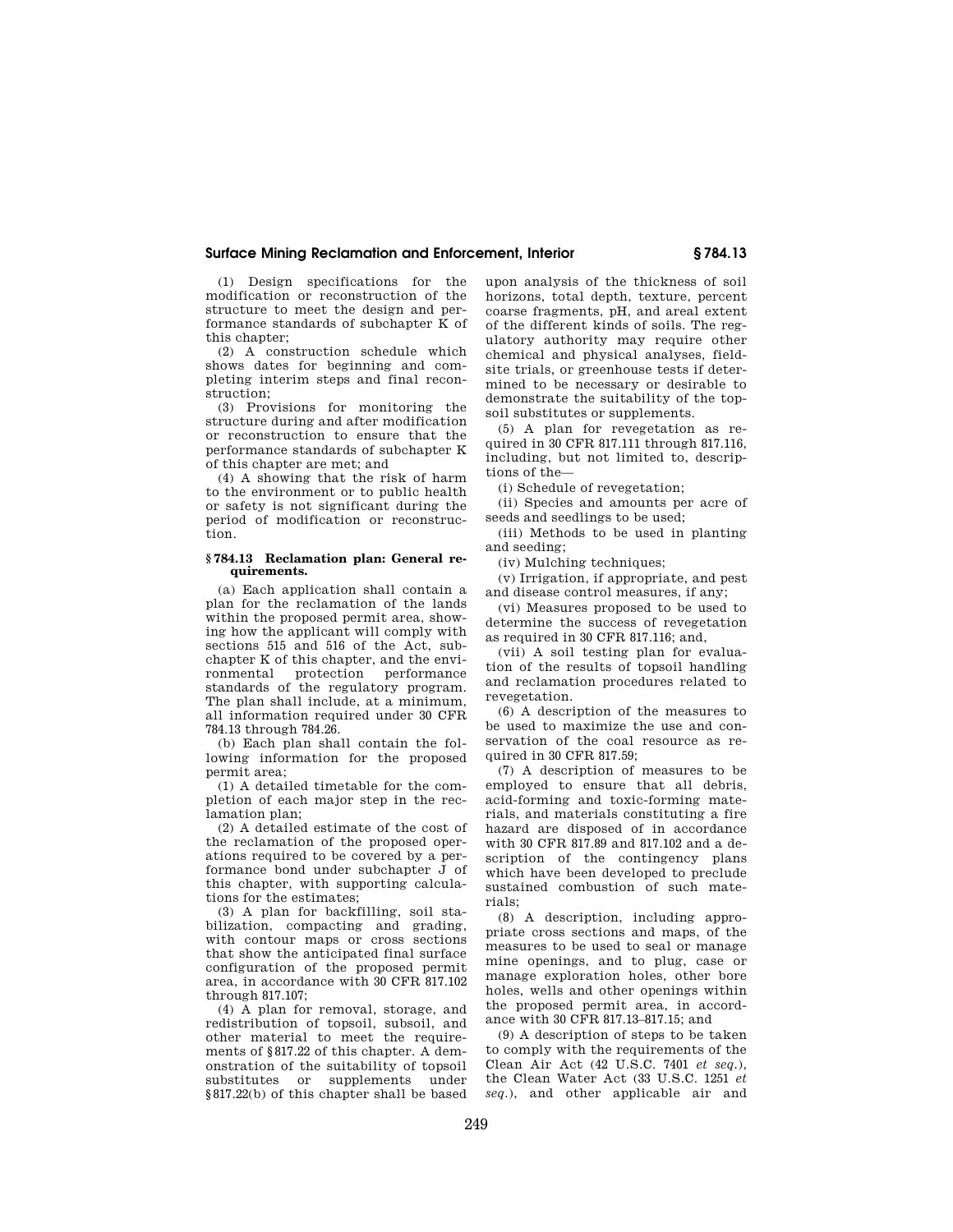(1) Design specifications for the modification or reconstruction of the structure to meet the design and performance standards of subchapter K of this chapter;

(2) A construction schedule which shows dates for beginning and completing interim steps and final reconstruction;

(3) Provisions for monitoring the structure during and after modification or reconstruction to ensure that the performance standards of subchapter K of this chapter are met; and

(4) A showing that the risk of harm to the environment or to public health or safety is not significant during the period of modification or reconstruction.

**§ 784.13 Reclamation plan: General requirements.**

(a) Each application shall contain a plan for the reclamation of the lands within the proposed permit area, showing how the applicant will comply with sections 515 and 516 of the Act, subchapter K of this chapter, and the environmental protection performance standards of the regulatory program. The plan shall include, at a minimum, all information required under 30 CFR 784.13 through 784.26.

(b) Each plan shall contain the following information for the proposed permit area;

(1) A detailed timetable for the completion of each major step in the reclamation plan;

(2) A detailed estimate of the cost of the reclamation of the proposed operations required to be covered by a performance bond under subchapter J of this chapter, with supporting calculations for the estimates;

(3) A plan for backfilling, soil stabilization, compacting and grading, with contour maps or cross sections that show the anticipated final surface configuration of the proposed permit area, in accordance with 30 CFR 817.102 through 817.107;

(4) A plan for removal, storage, and redistribution of topsoil, subsoil, and other material to meet the requirements of §817.22 of this chapter. A demonstration of the suitability of topsoil substitutes or supplements under §817.22(b) of this chapter shall be based upon analysis of the thickness of soil horizons, total depth, texture, percent coarse fragments, pH, and areal extent of the different kinds of soils. The regulatory authority may require other chemical and physical analyses, field-site trials, or greenhouse tests if determined to be necessary or desirable to demonstrate the suitability of the topsoil substitutes or supplements.

(5) A plan for revegetation as required in 30 CFR 817.111 through 817.116, including, but not limited to, descriptions of the—

(i) Schedule of revegetation;

(ii) Species and amounts per acre of seeds and seedlings to be used;

(iii) Methods to be used in planting and seeding;

(iv) Mulching techniques;

(v) Irrigation, if appropriate, and pest and disease control measures, if any;

(vi) Measures proposed to be used to determine the success of revegetation as required in 30 CFR 817.116; and,

(vii) A soil testing plan for evaluation of the results of topsoil handling and reclamation procedures related to revegetation.

(6) A description of the measures to be used to maximize the use and conservation of the coal resource as required in 30 CFR 817.59;

(7) A description of measures to be employed to ensure that all debris, acid-forming and toxic-forming materials, and materials constituting a fire hazard are disposed of in accordance with 30 CFR 817.89 and 817.102 and a description of the contingency plans which have been developed to preclude sustained combustion of such materials;

(8) A description, including appropriate cross sections and maps, of the measures to be used to seal or manage mine openings, and to plug, case or manage exploration holes, other bore holes, wells and other openings within the proposed permit area, in accordance with 30 CFR 817.13–817.15; and

(9) A description of steps to be taken to comply with the requirements of the Clean Air Act (42 U.S.C. 7401 *et seq.*), the Clean Water Act (33 U.S.C. 1251 *et seq.*), and other applicable air and